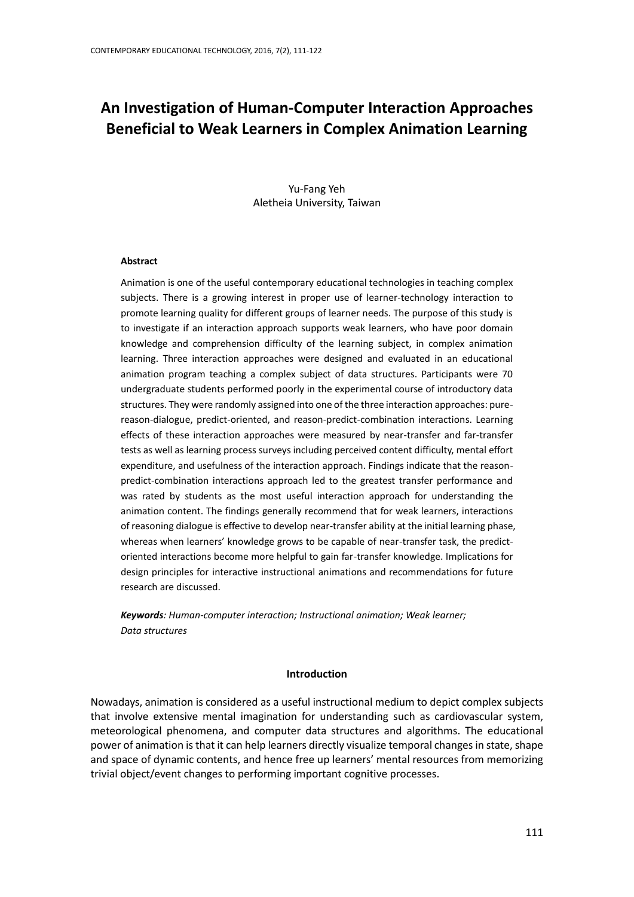# An Investigation of Human-Computer Interaction Approaches Beneficial to Weak Learners in Complex Animation Learning

Yu-Fang Yeh
Aletheia University, Taiwan

### Abstract

Animation is one of the useful contemporary educational technologies in teaching complex subjects. There is a growing interest in proper use of learner-technology interaction to promote learning quality for different groups of learner needs. The purpose of this study is to investigate if an interaction approach supports weak learners, who have poor domain knowledge and comprehension difficulty of the learning subject, in complex animation learning. Three interaction approaches were designed and evaluated in an educational animation program teaching a complex subject of data structures. Participants were 70 undergraduate students performed poorly in the experimental course of introductory data structures. They were randomly assigned into one of the three interaction approaches: pure-reason-dialogue, predict-oriented, and reason-predict-combination interactions. Learning effects of these interaction approaches were measured by near-transfer and far-transfer tests as well as learning process surveys including perceived content difficulty, mental effort expenditure, and usefulness of the interaction approach. Findings indicate that the reason-predict-combination interactions approach led to the greatest transfer performance and was rated by students as the most useful interaction approach for understanding the animation content. The findings generally recommend that for weak learners, interactions of reasoning dialogue is effective to develop near-transfer ability at the initial learning phase, whereas when learners' knowledge grows to be capable of near-transfer task, the predict-oriented interactions become more helpful to gain far-transfer knowledge. Implications for design principles for interactive instructional animations and recommendations for future research are discussed.

***Keywords**: Human-computer interaction; Instructional animation; Weak learner; Data structures*

## Introduction

Nowadays, animation is considered as a useful instructional medium to depict complex subjects that involve extensive mental imagination for understanding such as cardiovascular system, meteorological phenomena, and computer data structures and algorithms. The educational power of animation is that it can help learners directly visualize temporal changes in state, shape and space of dynamic contents, and hence free up learners' mental resources from memorizing trivial object/event changes to performing important cognitive processes.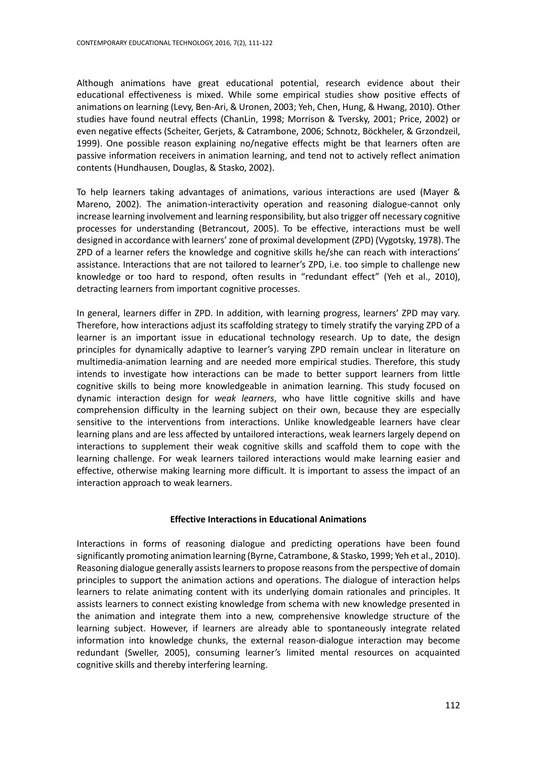Although animations have great educational potential, research evidence about their educational effectiveness is mixed. While some empirical studies show positive effects of animations on learning (Levy, Ben-Ari, & Uronen, 2003; Yeh, Chen, Hung, & Hwang, 2010). Other studies have found neutral effects (ChanLin, 1998; Morrison & Tversky, 2001; Price, 2002) or even negative effects (Scheiter, Gerjets, & Catrambone, 2006; Schnotz, Böckheler, & Grzondzeil, 1999). One possible reason explaining no/negative effects might be that learners often are passive information receivers in animation learning, and tend not to actively reflect animation contents (Hundhausen, Douglas, & Stasko, 2002).

To help learners taking advantages of animations, various interactions are used (Mayer & Mareno, 2002). The animation-interactivity operation and reasoning dialogue-cannot only increase learning involvement and learning responsibility, but also trigger off necessary cognitive processes for understanding (Betrancout, 2005). To be effective, interactions must be well designed in accordance with learners' zone of proximal development (ZPD) (Vygotsky, 1978). The ZPD of a learner refers the knowledge and cognitive skills he/she can reach with interactions' assistance. Interactions that are not tailored to learner's ZPD, i.e. too simple to challenge new knowledge or too hard to respond, often results in "redundant effect" (Yeh et al., 2010), detracting learners from important cognitive processes.

In general, learners differ in ZPD. In addition, with learning progress, learners' ZPD may vary. Therefore, how interactions adjust its scaffolding strategy to timely stratify the varying ZPD of a learner is an important issue in educational technology research. Up to date, the design principles for dynamically adaptive to learner's varying ZPD remain unclear in literature on multimedia-animation learning and are needed more empirical studies. Therefore, this study intends to investigate how interactions can be made to better support learners from little cognitive skills to being more knowledgeable in animation learning. This study focused on dynamic interaction design for *weak learners*, who have little cognitive skills and have comprehension difficulty in the learning subject on their own, because they are especially sensitive to the interventions from interactions. Unlike knowledgeable learners have clear learning plans and are less affected by untailored interactions, weak learners largely depend on interactions to supplement their weak cognitive skills and scaffold them to cope with the learning challenge. For weak learners tailored interactions would make learning easier and effective, otherwise making learning more difficult. It is important to assess the impact of an interaction approach to weak learners.

## Effective Interactions in Educational Animations

Interactions in forms of reasoning dialogue and predicting operations have been found significantly promoting animation learning (Byrne, Catrambone, & Stasko, 1999; Yeh et al., 2010). Reasoning dialogue generally assists learners to propose reasons from the perspective of domain principles to support the animation actions and operations. The dialogue of interaction helps learners to relate animating content with its underlying domain rationales and principles. It assists learners to connect existing knowledge from schema with new knowledge presented in the animation and integrate them into a new, comprehensive knowledge structure of the learning subject. However, if learners are already able to spontaneously integrate related information into knowledge chunks, the external reason-dialogue interaction may become redundant (Sweller, 2005), consuming learner's limited mental resources on acquainted cognitive skills and thereby interfering learning.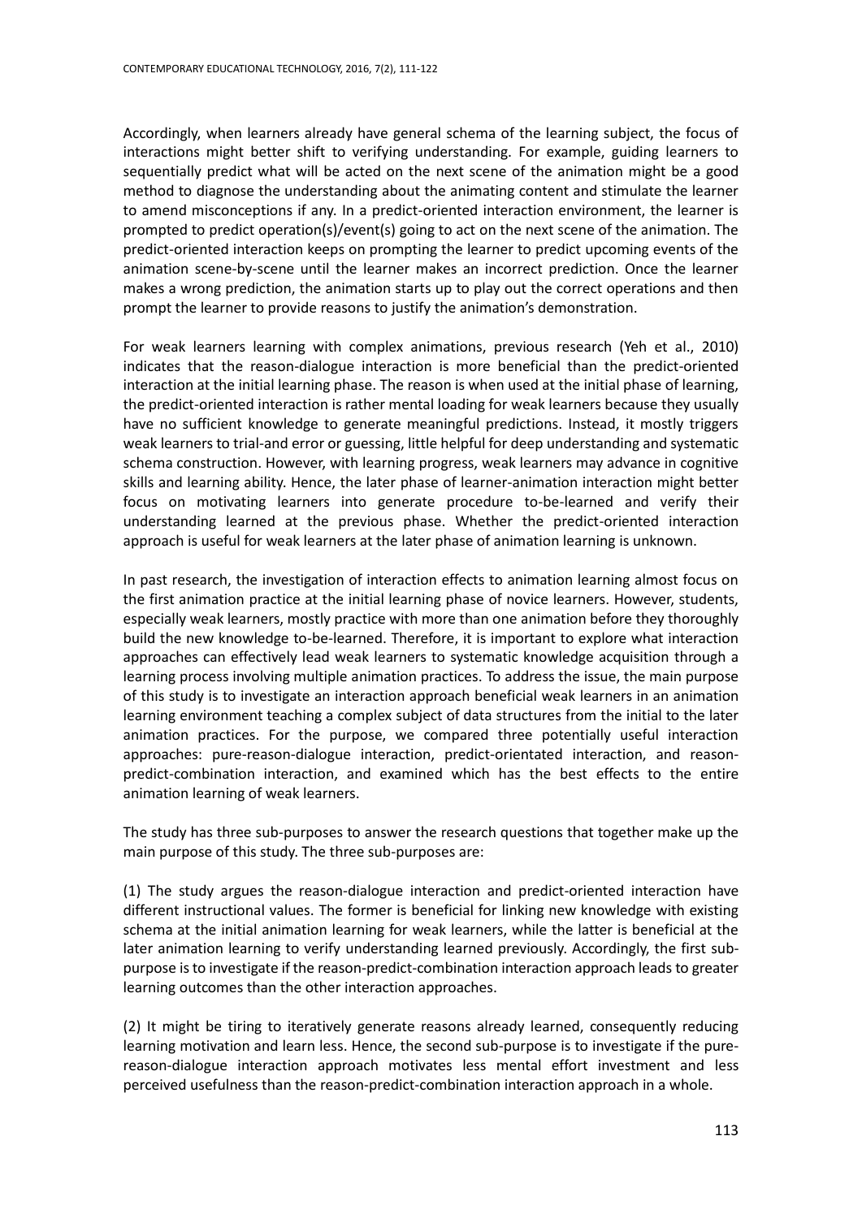Accordingly, when learners already have general schema of the learning subject, the focus of interactions might better shift to verifying understanding. For example, guiding learners to sequentially predict what will be acted on the next scene of the animation might be a good method to diagnose the understanding about the animating content and stimulate the learner to amend misconceptions if any. In a predict-oriented interaction environment, the learner is prompted to predict operation(s)/event(s) going to act on the next scene of the animation. The predict-oriented interaction keeps on prompting the learner to predict upcoming events of the animation scene-by-scene until the learner makes an incorrect prediction. Once the learner makes a wrong prediction, the animation starts up to play out the correct operations and then prompt the learner to provide reasons to justify the animation's demonstration.

For weak learners learning with complex animations, previous research (Yeh et al., 2010) indicates that the reason-dialogue interaction is more beneficial than the predict-oriented interaction at the initial learning phase. The reason is when used at the initial phase of learning, the predict-oriented interaction is rather mental loading for weak learners because they usually have no sufficient knowledge to generate meaningful predictions. Instead, it mostly triggers weak learners to trial-and error or guessing, little helpful for deep understanding and systematic schema construction. However, with learning progress, weak learners may advance in cognitive skills and learning ability. Hence, the later phase of learner-animation interaction might better focus on motivating learners into generate procedure to-be-learned and verify their understanding learned at the previous phase. Whether the predict-oriented interaction approach is useful for weak learners at the later phase of animation learning is unknown.

In past research, the investigation of interaction effects to animation learning almost focus on the first animation practice at the initial learning phase of novice learners. However, students, especially weak learners, mostly practice with more than one animation before they thoroughly build the new knowledge to-be-learned. Therefore, it is important to explore what interaction approaches can effectively lead weak learners to systematic knowledge acquisition through a learning process involving multiple animation practices. To address the issue, the main purpose of this study is to investigate an interaction approach beneficial weak learners in an animation learning environment teaching a complex subject of data structures from the initial to the later animation practices. For the purpose, we compared three potentially useful interaction approaches: pure-reason-dialogue interaction, predict-orientated interaction, and reason-predict-combination interaction, and examined which has the best effects to the entire animation learning of weak learners.

The study has three sub-purposes to answer the research questions that together make up the main purpose of this study. The three sub-purposes are:

(1) The study argues the reason-dialogue interaction and predict-oriented interaction have different instructional values. The former is beneficial for linking new knowledge with existing schema at the initial animation learning for weak learners, while the latter is beneficial at the later animation learning to verify understanding learned previously. Accordingly, the first sub-purpose is to investigate if the reason-predict-combination interaction approach leads to greater learning outcomes than the other interaction approaches.

(2) It might be tiring to iteratively generate reasons already learned, consequently reducing learning motivation and learn less. Hence, the second sub-purpose is to investigate if the pure-reason-dialogue interaction approach motivates less mental effort investment and less perceived usefulness than the reason-predict-combination interaction approach in a whole.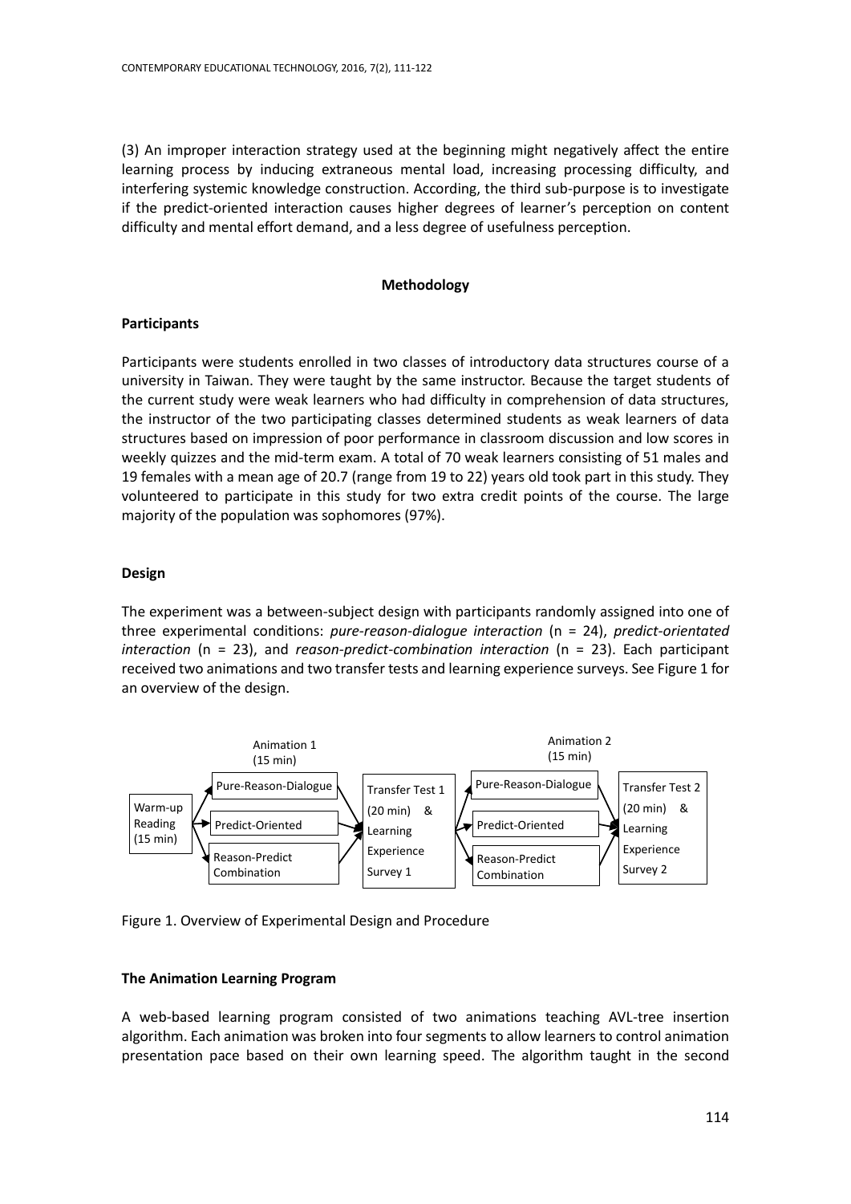(3) An improper interaction strategy used at the beginning might negatively affect the entire learning process by inducing extraneous mental load, increasing processing difficulty, and interfering systemic knowledge construction. According, the third sub-purpose is to investigate if the predict-oriented interaction causes higher degrees of learner's perception on content difficulty and mental effort demand, and a less degree of usefulness perception.

## Methodology

### Participants

Participants were students enrolled in two classes of introductory data structures course of a university in Taiwan. They were taught by the same instructor. Because the target students of the current study were weak learners who had difficulty in comprehension of data structures, the instructor of the two participating classes determined students as weak learners of data structures based on impression of poor performance in classroom discussion and low scores in weekly quizzes and the mid-term exam. A total of 70 weak learners consisting of 51 males and 19 females with a mean age of 20.7 (range from 19 to 22) years old took part in this study. They volunteered to participate in this study for two extra credit points of the course. The large majority of the population was sophomores (97%).

### Design

The experiment was a between-subject design with participants randomly assigned into one of three experimental conditions: *pure-reason-dialogue interaction* (n = 24), *predict-orientated interaction* (n = 23), and *reason-predict-combination interaction* (n = 23). Each participant received two animations and two transfer tests and learning experience surveys. See Figure 1 for an overview of the design.

Figure 1. Overview of Experimental Design and Procedure

### The Animation Learning Program

A web-based learning program consisted of two animations teaching AVL-tree insertion algorithm. Each animation was broken into four segments to allow learners to control animation presentation pace based on their own learning speed. The algorithm taught in the second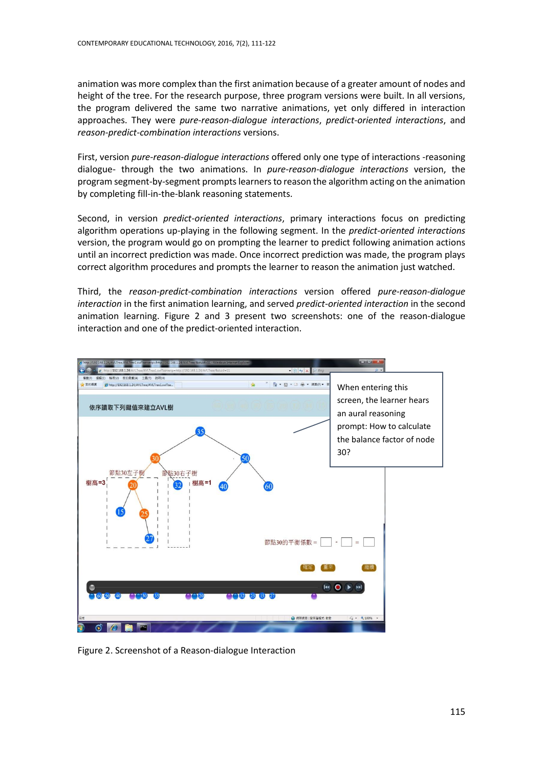animation was more complex than the first animation because of a greater amount of nodes and height of the tree. For the research purpose, three program versions were built. In all versions, the program delivered the same two narrative animations, yet only differed in interaction approaches. They were *pure-reason-dialogue interactions*, *predict-oriented interactions*, and *reason-predict-combination interactions* versions.

First, version *pure-reason-dialogue interactions* offered only one type of interactions -reasoning dialogue- through the two animations. In *pure-reason-dialogue interactions* version, the program segment-by-segment prompts learners to reason the algorithm acting on the animation by completing fill-in-the-blank reasoning statements.

Second, in version *predict-oriented interactions*, primary interactions focus on predicting algorithm operations up-playing in the following segment. In the *predict-oriented interactions* version, the program would go on prompting the learner to predict following animation actions until an incorrect prediction was made. Once incorrect prediction was made, the program plays correct algorithm procedures and prompts the learner to reason the animation just watched.

Third, the *reason-predict-combination interactions* version offered *pure-reason-dialogue interaction* in the first animation learning, and served *predict-oriented interaction* in the second animation learning. Figure 2 and 3 present two screenshots: one of the reason-dialogue interaction and one of the predict-oriented interaction.

When entering this screen, the learner hears an aural reasoning prompt: How to calculate the balance factor of node 30?

Figure 2. Screenshot of a Reason-dialogue Interaction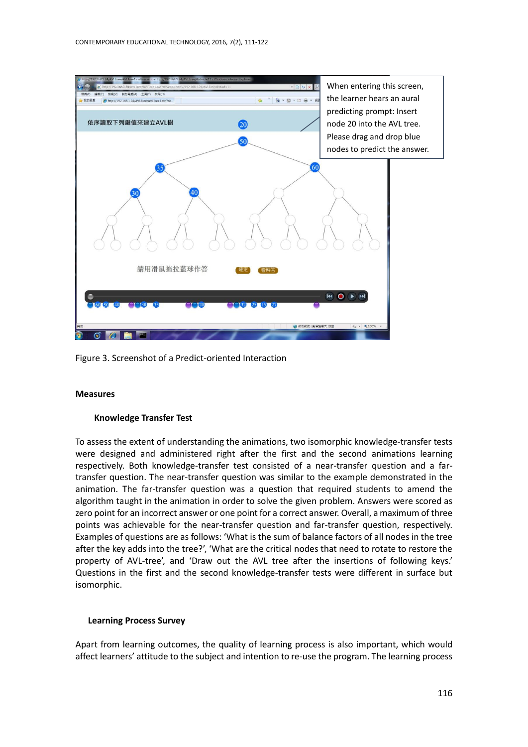When entering this screen, the learner hears an aural predicting prompt: Insert node 20 into the AVL tree. Please drag and drop blue nodes to predict the answer.

Figure 3. Screenshot of a Predict-oriented Interaction

## Measures

### Knowledge Transfer Test

To assess the extent of understanding the animations, two isomorphic knowledge-transfer tests were designed and administered right after the first and the second animations learning respectively. Both knowledge-transfer test consisted of a near-transfer question and a far-transfer question. The near-transfer question was similar to the example demonstrated in the animation. The far-transfer question was a question that required students to amend the algorithm taught in the animation in order to solve the given problem. Answers were scored as zero point for an incorrect answer or one point for a correct answer. Overall, a maximum of three points was achievable for the near-transfer question and far-transfer question, respectively. Examples of questions are as follows: 'What is the sum of balance factors of all nodes in the tree after the key adds into the tree?', 'What are the critical nodes that need to rotate to restore the property of AVL-tree', and 'Draw out the AVL tree after the insertions of following keys.' Questions in the first and the second knowledge-transfer tests were different in surface but isomorphic.

### Learning Process Survey

Apart from learning outcomes, the quality of learning process is also important, which would affect learners' attitude to the subject and intention to re-use the program. The learning process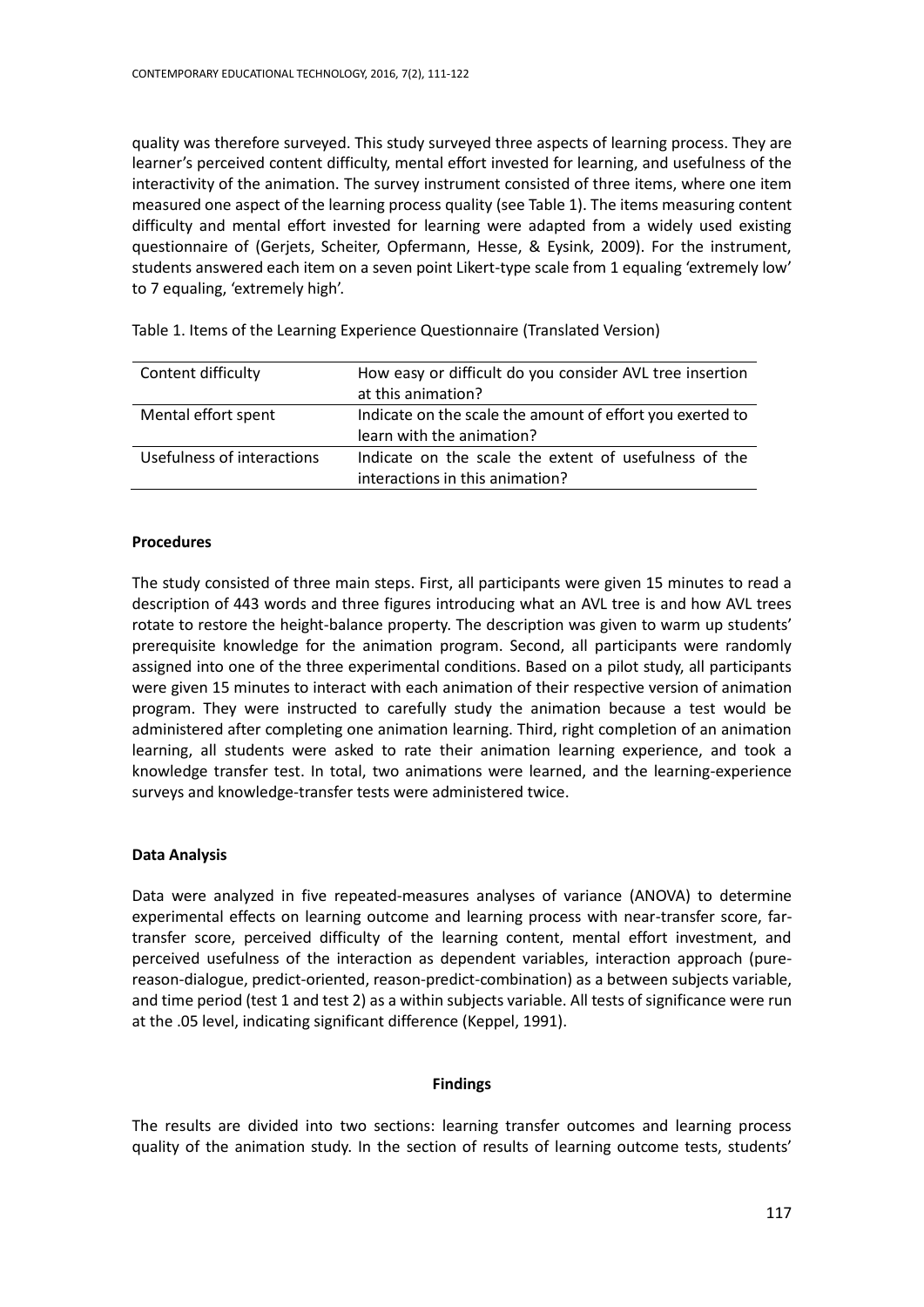quality was therefore surveyed. This study surveyed three aspects of learning process. They are learner's perceived content difficulty, mental effort invested for learning, and usefulness of the interactivity of the animation. The survey instrument consisted of three items, where one item measured one aspect of the learning process quality (see Table 1). The items measuring content difficulty and mental effort invested for learning were adapted from a widely used existing questionnaire of (Gerjets, Scheiter, Opfermann, Hesse, & Eysink, 2009). For the instrument, students answered each item on a seven point Likert-type scale from 1 equaling 'extremely low' to 7 equaling, 'extremely high'.

Table 1. Items of the Learning Experience Questionnaire (Translated Version)

| | |
|---|---|
| Content difficulty | How easy or difficult do you consider AVL tree insertion at this animation? |
| Mental effort spent | Indicate on the scale the amount of effort you exerted to learn with the animation? |
| Usefulness of interactions | Indicate on the scale the extent of usefulness of the interactions in this animation? |

### Procedures

The study consisted of three main steps. First, all participants were given 15 minutes to read a description of 443 words and three figures introducing what an AVL tree is and how AVL trees rotate to restore the height-balance property. The description was given to warm up students' prerequisite knowledge for the animation program. Second, all participants were randomly assigned into one of the three experimental conditions. Based on a pilot study, all participants were given 15 minutes to interact with each animation of their respective version of animation program. They were instructed to carefully study the animation because a test would be administered after completing one animation learning. Third, right completion of an animation learning, all students were asked to rate their animation learning experience, and took a knowledge transfer test. In total, two animations were learned, and the learning-experience surveys and knowledge-transfer tests were administered twice.

### Data Analysis

Data were analyzed in five repeated-measures analyses of variance (ANOVA) to determine experimental effects on learning outcome and learning process with near-transfer score, far-transfer score, perceived difficulty of the learning content, mental effort investment, and perceived usefulness of the interaction as dependent variables, interaction approach (pure-reason-dialogue, predict-oriented, reason-predict-combination) as a between subjects variable, and time period (test 1 and test 2) as a within subjects variable. All tests of significance were run at the .05 level, indicating significant difference (Keppel, 1991).

## Findings

The results are divided into two sections: learning transfer outcomes and learning process quality of the animation study. In the section of results of learning outcome tests, students'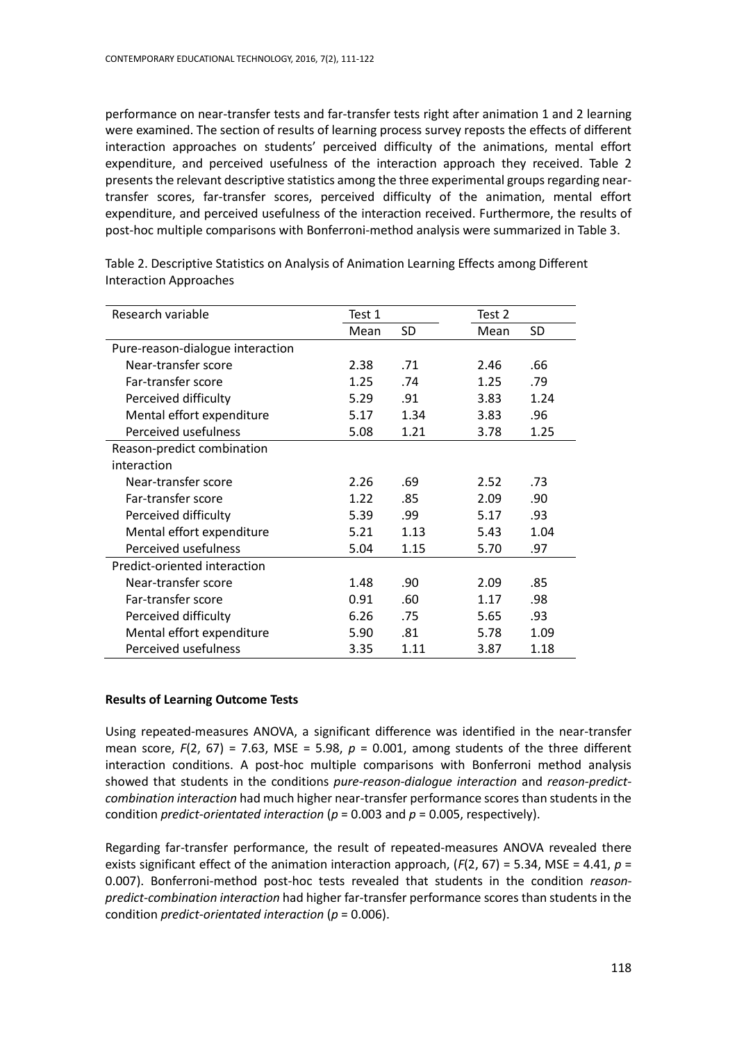performance on near-transfer tests and far-transfer tests right after animation 1 and 2 learning were examined. The section of results of learning process survey reposts the effects of different interaction approaches on students' perceived difficulty of the animations, mental effort expenditure, and perceived usefulness of the interaction approach they received. Table 2 presents the relevant descriptive statistics among the three experimental groups regarding near-transfer scores, far-transfer scores, perceived difficulty of the animation, mental effort expenditure, and perceived usefulness of the interaction received. Furthermore, the results of post-hoc multiple comparisons with Bonferroni-method analysis were summarized in Table 3.

Table 2. Descriptive Statistics on Analysis of Animation Learning Effects among Different Interaction Approaches

| Research variable | Test 1 | | Test 2 | |
|---|---|---|---|---|
| | Mean | SD | Mean | SD |
| Pure-reason-dialogue interaction | | | | |
| Near-transfer score | 2.38 | .71 | 2.46 | .66 |
| Far-transfer score | 1.25 | .74 | 1.25 | .79 |
| Perceived difficulty | 5.29 | .91 | 3.83 | 1.24 |
| Mental effort expenditure | 5.17 | 1.34 | 3.83 | .96 |
| Perceived usefulness | 5.08 | 1.21 | 3.78 | 1.25 |
| Reason-predict combination interaction | | | | |
| Near-transfer score | 2.26 | .69 | 2.52 | .73 |
| Far-transfer score | 1.22 | .85 | 2.09 | .90 |
| Perceived difficulty | 5.39 | .99 | 5.17 | .93 |
| Mental effort expenditure | 5.21 | 1.13 | 5.43 | 1.04 |
| Perceived usefulness | 5.04 | 1.15 | 5.70 | .97 |
| Predict-oriented interaction | | | | |
| Near-transfer score | 1.48 | .90 | 2.09 | .85 |
| Far-transfer score | 0.91 | .60 | 1.17 | .98 |
| Perceived difficulty | 6.26 | .75 | 5.65 | .93 |
| Mental effort expenditure | 5.90 | .81 | 5.78 | 1.09 |
| Perceived usefulness | 3.35 | 1.11 | 3.87 | 1.18 |

**Results of Learning Outcome Tests**

Using repeated-measures ANOVA, a significant difference was identified in the near-transfer mean score, $F(2, 67) = 7.63$, MSE = 5.98, $p = 0.001$, among students of the three different interaction conditions. A post-hoc multiple comparisons with Bonferroni method analysis showed that students in the conditions *pure-reason-dialogue interaction* and *reason-predict-combination interaction* had much higher near-transfer performance scores than students in the condition *predict-orientated interaction* ($p = 0.003$ and $p = 0.005$, respectively).

Regarding far-transfer performance, the result of repeated-measures ANOVA revealed there exists significant effect of the animation interaction approach, ($F(2, 67) = 5.34$, MSE = 4.41, $p = 0.007$). Bonferroni-method post-hoc tests revealed that students in the condition *reason-predict-combination interaction* had higher far-transfer performance scores than students in the condition *predict-orientated interaction* ($p = 0.006$).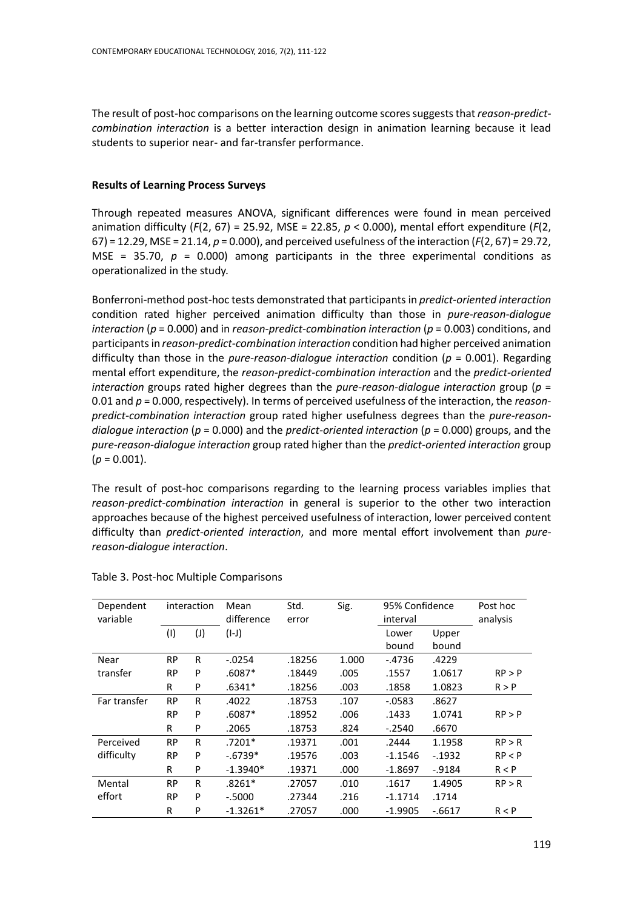The result of post-hoc comparisons on the learning outcome scores suggests that *reason-predict-combination interaction* is a better interaction design in animation learning because it lead students to superior near- and far-transfer performance.

**Results of Learning Process Surveys**

Through repeated measures ANOVA, significant differences were found in mean perceived animation difficulty ($F(2, 67) = 25.92$, $MSE = 22.85$, $p < 0.000$), mental effort expenditure ($F(2, 67) = 12.29$, $MSE = 21.14$, $p = 0.000$), and perceived usefulness of the interaction ($F(2, 67) = 29.72$, $MSE = 35.70$, $p = 0.000$) among participants in the three experimental conditions as operationalized in the study.

Bonferroni-method post-hoc tests demonstrated that participants in *predict-oriented interaction* condition rated higher perceived animation difficulty than those in *pure-reason-dialogue interaction* ($p = 0.000$) and in *reason-predict-combination interaction* ($p = 0.003$) conditions, and participants in *reason-predict-combination interaction* condition had higher perceived animation difficulty than those in the *pure-reason-dialogue interaction* condition ($p = 0.001$). Regarding mental effort expenditure, the *reason-predict-combination interaction* and the *predict-oriented interaction* groups rated higher degrees than the *pure-reason-dialogue interaction* group ($p = 0.01$ and $p = 0.000$, respectively). In terms of perceived usefulness of the interaction, the *reason-predict-combination interaction* group rated higher usefulness degrees than the *pure-reason-dialogue interaction* ($p = 0.000$) and the *predict-oriented interaction* ($p = 0.000$) groups, and the *pure-reason-dialogue interaction* group rated higher than the *predict-oriented interaction* group ($p = 0.001$).

The result of post-hoc comparisons regarding to the learning process variables implies that *reason-predict-combination interaction* in general is superior to the other two interaction approaches because of the highest perceived usefulness of interaction, lower perceived content difficulty than *predict-oriented interaction*, and more mental effort involvement than *pure-reason-dialogue interaction*.

Table 3. Post-hoc Multiple Comparisons

| Dependent variable | interaction | | Mean difference | Std. error | Sig. | 95% Confidence interval | | Post hoc analysis |
|---|---|---|---|---|---|---|---|---|
| | (I) | (J) | (I-J) | | | Lower bound | Upper bound | |
| Near transfer | RP | R | -.0254 | .18256 | 1.000 | -.4736 | .4229 | |
| | RP | P | .6087* | .18449 | .005 | .1557 | 1.0617 | RP > P |
| | R | P | .6341* | .18256 | .003 | .1858 | 1.0823 | R > P |
| Far transfer | RP | R | .4022 | .18753 | .107 | -.0583 | .8627 | |
| | RP | P | .6087* | .18952 | .006 | .1433 | 1.0741 | RP > P |
| | R | P | .2065 | .18753 | .824 | -.2540 | .6670 | |
| Perceived difficulty | RP | R | .7201* | .19371 | .001 | .2444 | 1.1958 | RP > R |
| | RP | P | -.6739* | .19576 | .003 | -1.1546 | -.1932 | RP < P |
| | R | P | -1.3940* | .19371 | .000 | -1.8697 | -.9184 | R < P |
| Mental effort | RP | R | .8261* | .27057 | .010 | .1617 | 1.4905 | RP > R |
| | RP | P | -.5000 | .27344 | .216 | -1.1714 | .1714 | |
| | R | P | -1.3261* | .27057 | .000 | -1.9905 | -.6617 | R < P |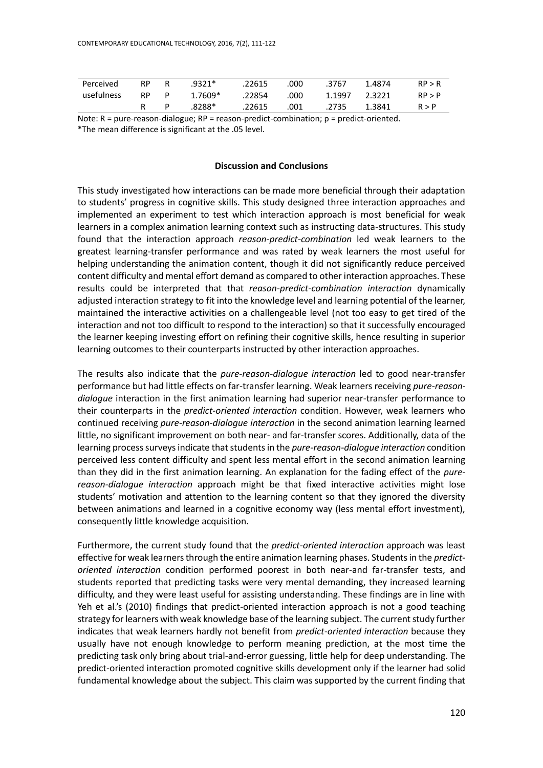| | | | | | | | | |
|---|---|---|---|---|---|---|---|---|
| Perceived usefulness | RP | R | .9321* | .22615 | .000 | .3767 | 1.4874 | RP > R |
| | RP | P | 1.7609* | .22854 | .000 | 1.1997 | 2.3221 | RP > P |
| | R | P | .8288* | .22615 | .001 | .2735 | 1.3841 | R > P |

Note: R = pure-reason-dialogue; RP = reason-predict-combination; p = predict-oriented.
*The mean difference is significant at the .05 level.

## Discussion and Conclusions

This study investigated how interactions can be made more beneficial through their adaptation to students' progress in cognitive skills. This study designed three interaction approaches and implemented an experiment to test which interaction approach is most beneficial for weak learners in a complex animation learning context such as instructing data-structures. This study found that the interaction approach *reason-predict-combination* led weak learners to the greatest learning-transfer performance and was rated by weak learners the most useful for helping understanding the animation content, though it did not significantly reduce perceived content difficulty and mental effort demand as compared to other interaction approaches. These results could be interpreted that that *reason-predict-combination interaction* dynamically adjusted interaction strategy to fit into the knowledge level and learning potential of the learner, maintained the interactive activities on a challengeable level (not too easy to get tired of the interaction and not too difficult to respond to the interaction) so that it successfully encouraged the learner keeping investing effort on refining their cognitive skills, hence resulting in superior learning outcomes to their counterparts instructed by other interaction approaches.

The results also indicate that the *pure-reason-dialogue interaction* led to good near-transfer performance but had little effects on far-transfer learning. Weak learners receiving *pure-reason-dialogue* interaction in the first animation learning had superior near-transfer performance to their counterparts in the *predict-oriented interaction* condition. However, weak learners who continued receiving *pure-reason-dialogue interaction* in the second animation learning learned little, no significant improvement on both near- and far-transfer scores. Additionally, data of the learning process surveys indicate that students in the *pure-reason-dialogue interaction* condition perceived less content difficulty and spent less mental effort in the second animation learning than they did in the first animation learning. An explanation for the fading effect of the *pure-reason-dialogue interaction* approach might be that fixed interactive activities might lose students' motivation and attention to the learning content so that they ignored the diversity between animations and learned in a cognitive economy way (less mental effort investment), consequently little knowledge acquisition.

Furthermore, the current study found that the *predict-oriented interaction* approach was least effective for weak learners through the entire animation learning phases. Students in the *predict-oriented interaction* condition performed poorest in both near-and far-transfer tests, and students reported that predicting tasks were very mental demanding, they increased learning difficulty, and they were least useful for assisting understanding. These findings are in line with Yeh et al.'s (2010) findings that predict-oriented interaction approach is not a good teaching strategy for learners with weak knowledge base of the learning subject. The current study further indicates that weak learners hardly not benefit from *predict-oriented interaction* because they usually have not enough knowledge to perform meaning prediction, at the most time the predicting task only bring about trial-and-error guessing, little help for deep understanding. The predict-oriented interaction promoted cognitive skills development only if the learner had solid fundamental knowledge about the subject. This claim was supported by the current finding that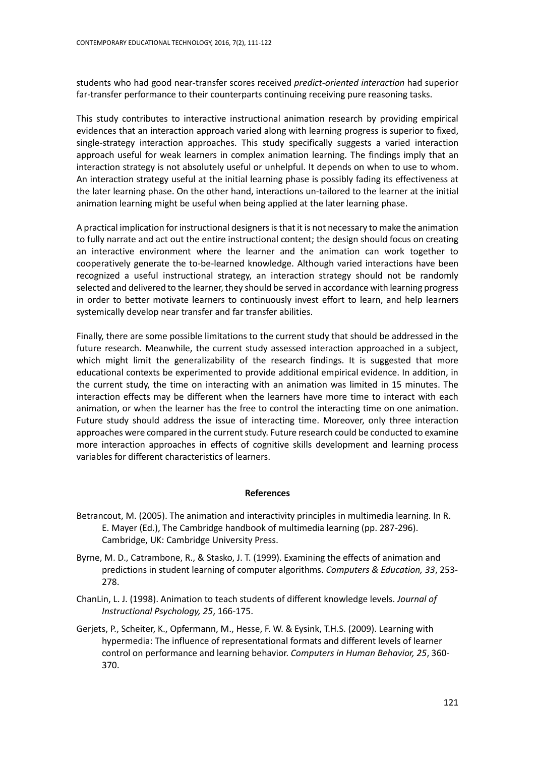students who had good near-transfer scores received *predict-oriented interaction* had superior far-transfer performance to their counterparts continuing receiving pure reasoning tasks.

This study contributes to interactive instructional animation research by providing empirical evidences that an interaction approach varied along with learning progress is superior to fixed, single-strategy interaction approaches. This study specifically suggests a varied interaction approach useful for weak learners in complex animation learning. The findings imply that an interaction strategy is not absolutely useful or unhelpful. It depends on when to use to whom. An interaction strategy useful at the initial learning phase is possibly fading its effectiveness at the later learning phase. On the other hand, interactions un-tailored to the learner at the initial animation learning might be useful when being applied at the later learning phase.

A practical implication for instructional designers is that it is not necessary to make the animation to fully narrate and act out the entire instructional content; the design should focus on creating an interactive environment where the learner and the animation can work together to cooperatively generate the to-be-learned knowledge. Although varied interactions have been recognized a useful instructional strategy, an interaction strategy should not be randomly selected and delivered to the learner, they should be served in accordance with learning progress in order to better motivate learners to continuously invest effort to learn, and help learners systemically develop near transfer and far transfer abilities.

Finally, there are some possible limitations to the current study that should be addressed in the future research. Meanwhile, the current study assessed interaction approached in a subject, which might limit the generalizability of the research findings. It is suggested that more educational contexts be experimented to provide additional empirical evidence. In addition, in the current study, the time on interacting with an animation was limited in 15 minutes. The interaction effects may be different when the learners have more time to interact with each animation, or when the learner has the free to control the interacting time on one animation. Future study should address the issue of interacting time. Moreover, only three interaction approaches were compared in the current study. Future research could be conducted to examine more interaction approaches in effects of cognitive skills development and learning process variables for different characteristics of learners.

## References

Betrancout, M. (2005). The animation and interactivity principles in multimedia learning. In R. E. Mayer (Ed.), The Cambridge handbook of multimedia learning (pp. 287-296). Cambridge, UK: Cambridge University Press.

Byrne, M. D., Catrambone, R., & Stasko, J. T. (1999). Examining the effects of animation and predictions in student learning of computer algorithms. *Computers & Education, 33*, 253-278.

ChanLin, L. J. (1998). Animation to teach students of different knowledge levels. *Journal of Instructional Psychology, 25*, 166-175.

Gerjets, P., Scheiter, K., Opfermann, M., Hesse, F. W. & Eysink, T.H.S. (2009). Learning with hypermedia: The influence of representational formats and different levels of learner control on performance and learning behavior. *Computers in Human Behavior, 25*, 360-370.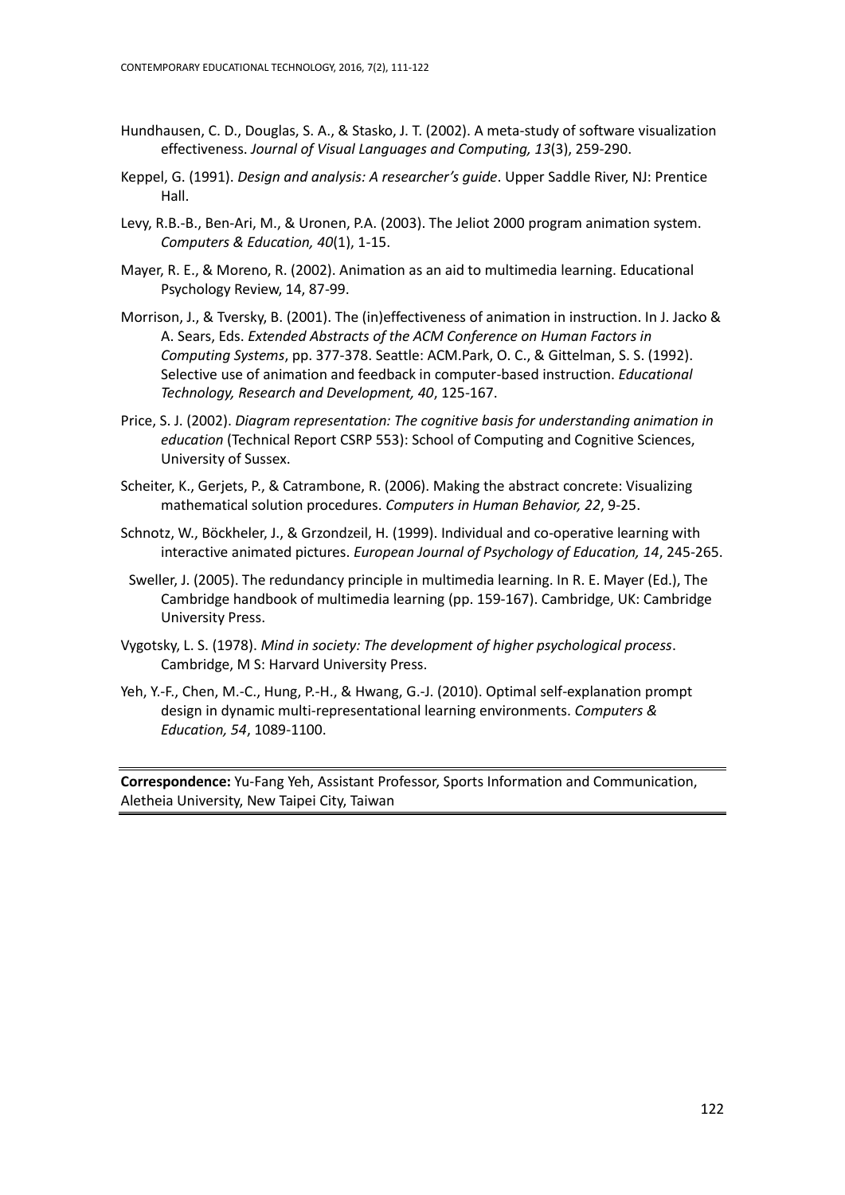Hundhausen, C. D., Douglas, S. A., & Stasko, J. T. (2002). A meta-study of software visualization effectiveness. *Journal of Visual Languages and Computing, 13*(3), 259-290.

Keppel, G. (1991). *Design and analysis: A researcher's guide*. Upper Saddle River, NJ: Prentice Hall.

Levy, R.B.-B., Ben-Ari, M., & Uronen, P.A. (2003). The Jeliot 2000 program animation system. *Computers & Education, 40*(1), 1-15.

Mayer, R. E., & Moreno, R. (2002). Animation as an aid to multimedia learning. Educational Psychology Review, 14, 87-99.

Morrison, J., & Tversky, B. (2001). The (in)effectiveness of animation in instruction. In J. Jacko & A. Sears, Eds. *Extended Abstracts of the ACM Conference on Human Factors in Computing Systems*, pp. 377-378. Seattle: ACM.Park, O. C., & Gittelman, S. S. (1992). Selective use of animation and feedback in computer-based instruction. *Educational Technology, Research and Development, 40*, 125-167.

Price, S. J. (2002). *Diagram representation: The cognitive basis for understanding animation in education* (Technical Report CSRP 553): School of Computing and Cognitive Sciences, University of Sussex.

Scheiter, K., Gerjets, P., & Catrambone, R. (2006). Making the abstract concrete: Visualizing mathematical solution procedures. *Computers in Human Behavior, 22*, 9-25.

Schnotz, W., Böckheler, J., & Grzondzeil, H. (1999). Individual and co-operative learning with interactive animated pictures. *European Journal of Psychology of Education, 14*, 245-265.

Sweller, J. (2005). The redundancy principle in multimedia learning. In R. E. Mayer (Ed.), The Cambridge handbook of multimedia learning (pp. 159-167). Cambridge, UK: Cambridge University Press.

Vygotsky, L. S. (1978). *Mind in society: The development of higher psychological process*. Cambridge, M S: Harvard University Press.

Yeh, Y.-F., Chen, M.-C., Hung, P.-H., & Hwang, G.-J. (2010). Optimal self-explanation prompt design in dynamic multi-representational learning environments. *Computers & Education, 54*, 1089-1100.

---

**Correspondence:** Yu-Fang Yeh, Assistant Professor, Sports Information and Communication, Aletheia University, New Taipei City, Taiwan